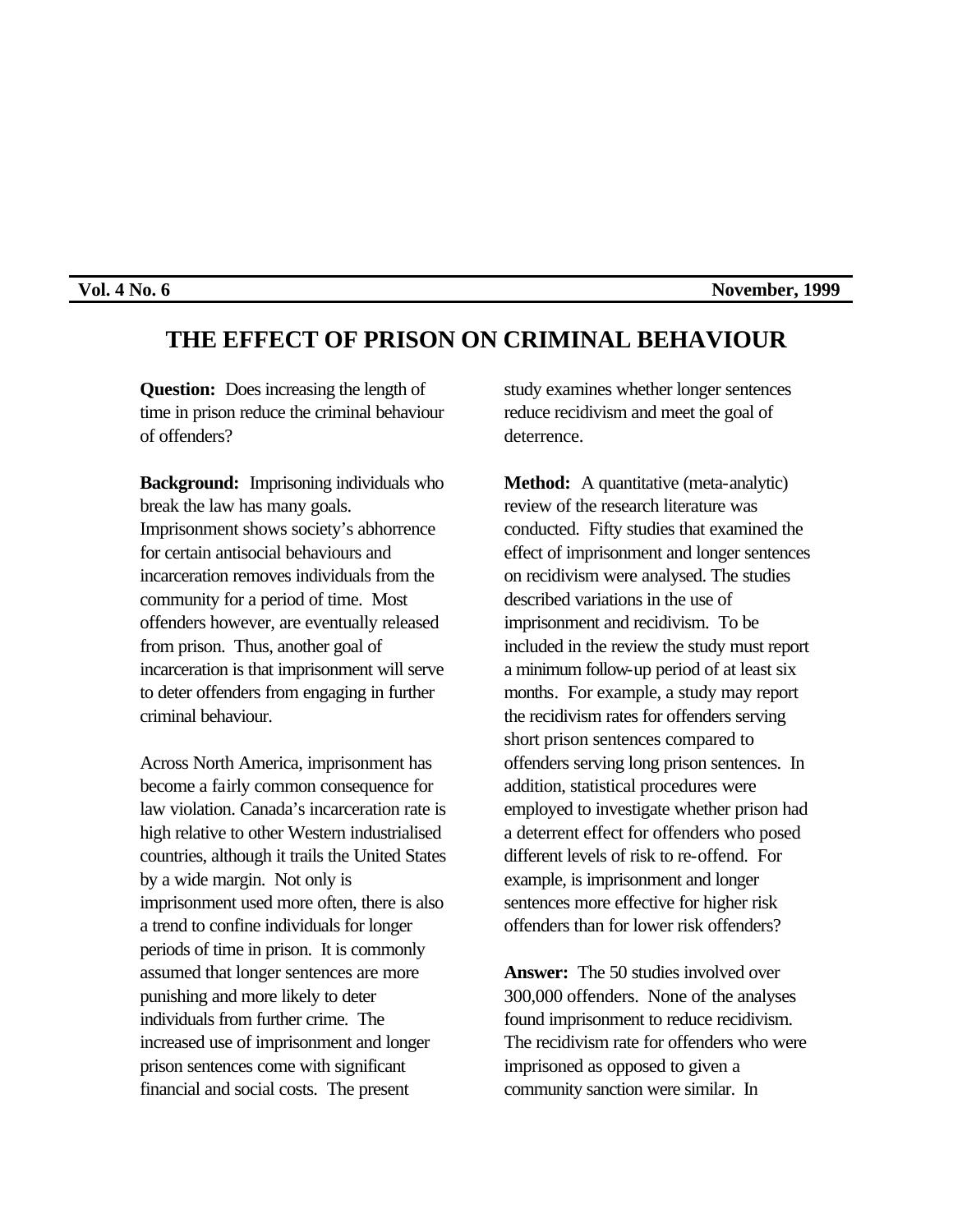**Vol. 4 No. 6** **November, 1999**

# THE EFFECT OF PRISON ON CRIMINAL BEHAVIOUR

**Question:** Does increasing the length of time in prison reduce the criminal behaviour of offenders?

**Background:** Imprisoning individuals who break the law has many goals. Imprisonment shows society's abhorrence for certain antisocial behaviours and incarceration removes individuals from the community for a period of time. Most offenders however, are eventually released from prison. Thus, another goal of incarceration is that imprisonment will serve to deter offenders from engaging in further criminal behaviour.

Across North America, imprisonment has become a fairly common consequence for law violation. Canada's incarceration rate is high relative to other Western industrialised countries, although it trails the United States by a wide margin. Not only is imprisonment used more often, there is also a trend to confine individuals for longer periods of time in prison. It is commonly assumed that longer sentences are more punishing and more likely to deter individuals from further crime. The increased use of imprisonment and longer prison sentences come with significant financial and social costs. The present study examines whether longer sentences reduce recidivism and meet the goal of deterrence.

**Method:** A quantitative (meta-analytic) review of the research literature was conducted. Fifty studies that examined the effect of imprisonment and longer sentences on recidivism were analysed. The studies described variations in the use of imprisonment and recidivism. To be included in the review the study must report a minimum follow-up period of at least six months. For example, a study may report the recidivism rates for offenders serving short prison sentences compared to offenders serving long prison sentences. In addition, statistical procedures were employed to investigate whether prison had a deterrent effect for offenders who posed different levels of risk to re-offend. For example, is imprisonment and longer sentences more effective for higher risk offenders than for lower risk offenders?

**Answer:** The 50 studies involved over 300,000 offenders. None of the analyses found imprisonment to reduce recidivism. The recidivism rate for offenders who were imprisoned as opposed to given a community sanction were similar. In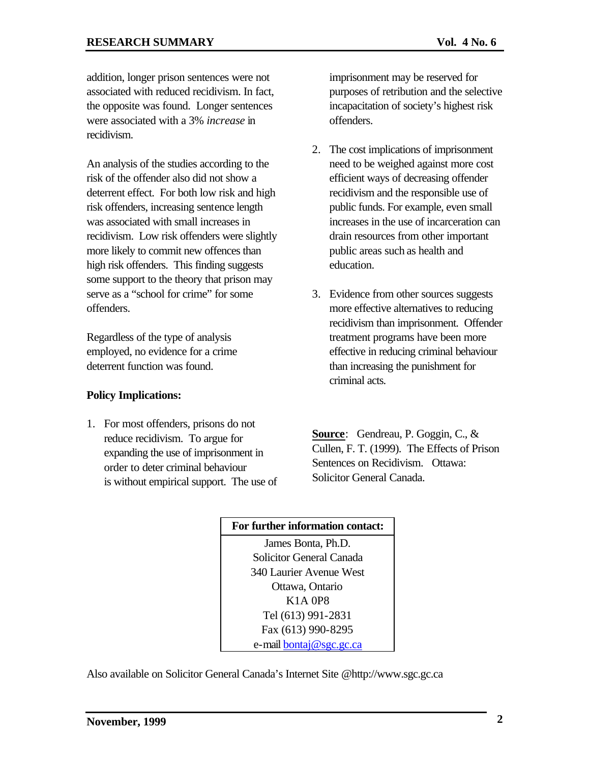addition, longer prison sentences were not associated with reduced recidivism. In fact, the opposite was found. Longer sentences were associated with a 3% *increase* in recidivism.

An analysis of the studies according to the risk of the offender also did not show a deterrent effect. For both low risk and high risk offenders, increasing sentence length was associated with small increases in recidivism. Low risk offenders were slightly more likely to commit new offences than high risk offenders. This finding suggests some support to the theory that prison may serve as a "school for crime" for some offenders.

Regardless of the type of analysis employed, no evidence for a crime deterrent function was found.

**Policy Implications:**

1. For most offenders, prisons do not reduce recidivism. To argue for expanding the use of imprisonment in order to deter criminal behaviour is without empirical support. The use of imprisonment may be reserved for purposes of retribution and the selective incapacitation of society's highest risk offenders.

2. The cost implications of imprisonment need to be weighed against more cost efficient ways of decreasing offender recidivism and the responsible use of public funds. For example, even small increases in the use of incarceration can drain resources from other important public areas such as health and education.

3. Evidence from other sources suggests more effective alternatives to reducing recidivism than imprisonment. Offender treatment programs have been more effective in reducing criminal behaviour than increasing the punishment for criminal acts.

**Source**: Gendreau, P. Goggin, C., & Cullen, F. T. (1999). The Effects of Prison Sentences on Recidivism. Ottawa: Solicitor General Canada.

| **For further information contact:** |
|---|
| James Bonta, Ph.D.<br>Solicitor General Canada<br>340 Laurier Avenue West<br>Ottawa, Ontario<br>K1A 0P8<br>Tel (613) 991-2831<br>Fax (613) 990-8295<br>e-mail bontaj@sgc.gc.ca |

Also available on Solicitor General Canada's Internet Site @http://www.sgc.gc.ca

November, 1999